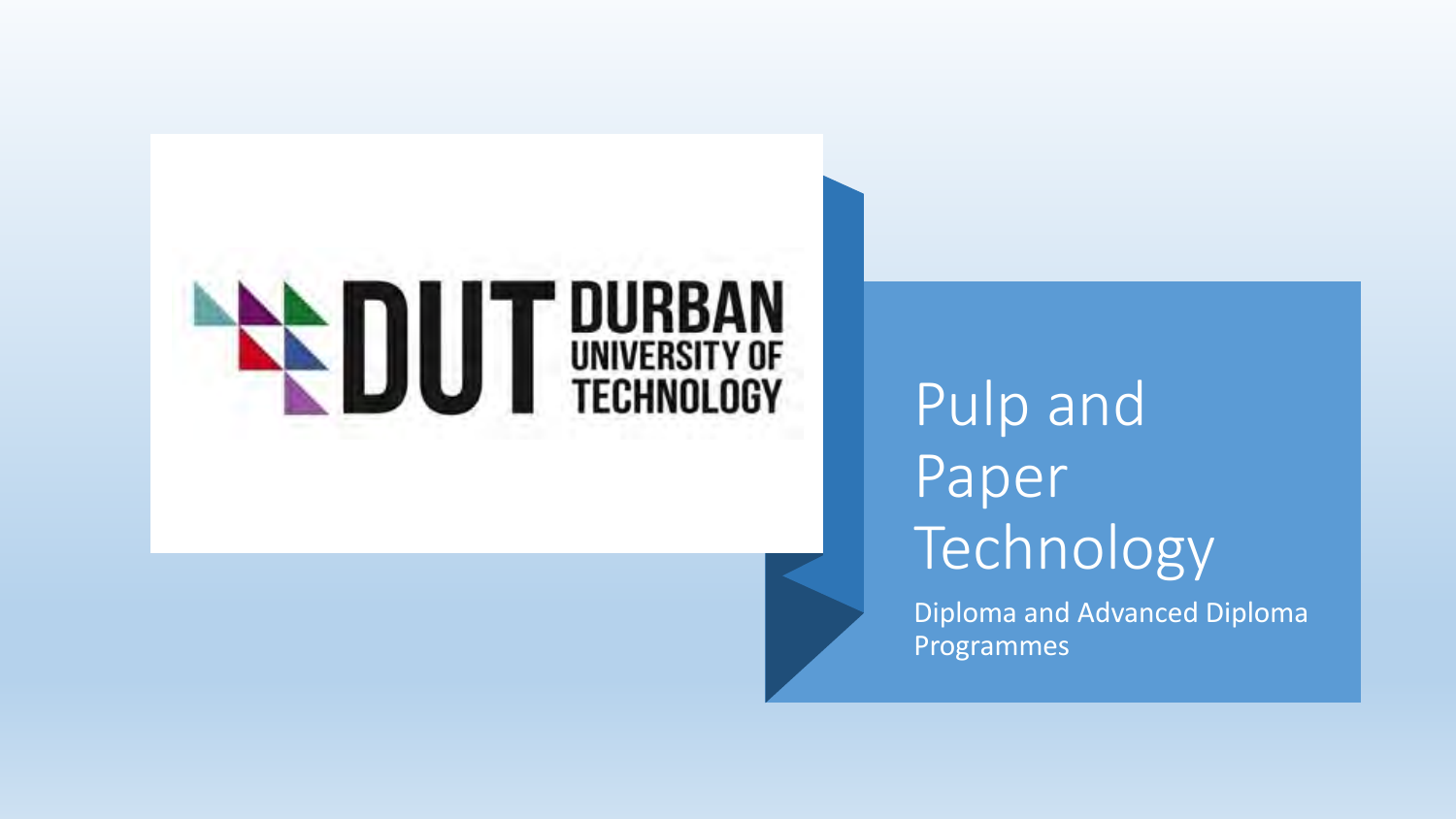DUT DURBAN UNIVERSITY OF TECHNOLOGY

# Pulp and Paper Technology

Diploma and Advanced Diploma Programmes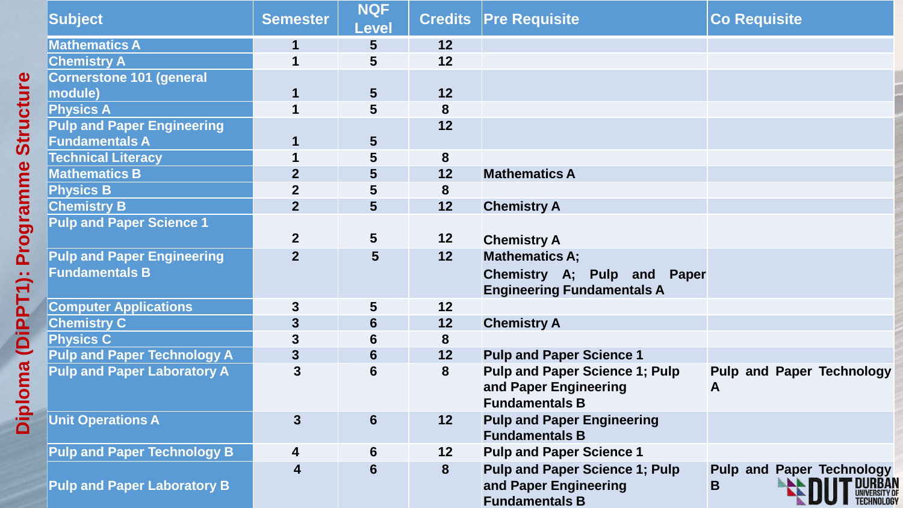# Diploma (DiPPT1): Programme Structure

| Subject | Semester | NQF Level | Credits | Pre Requisite | Co Requisite |
|---|---|---|---|---|---|
| Mathematics A | 1 | 5 | 12 | | |
| Chemistry A | 1 | 5 | 12 | | |
| Cornerstone 101 (general module) | 1 | 5 | 12 | | |
| Physics A | 1 | 5 | 8 | | |
| Pulp and Paper Engineering Fundamentals A | 1 | 5 | 12 | | |
| Technical Literacy | 1 | 5 | 8 | | |
| Mathematics B | 2 | 5 | 12 | Mathematics A | |
| Physics B | 2 | 5 | 8 | | |
| Chemistry B | 2 | 5 | 12 | Chemistry A | |
| Pulp and Paper Science 1 | 2 | 5 | 12 | Chemistry A | |
| Pulp and Paper Engineering Fundamentals B | 2 | 5 | 12 | Mathematics A; Chemistry A; Pulp and Paper Engineering Fundamentals A | |
| Computer Applications | 3 | 5 | 12 | | |
| Chemistry C | 3 | 6 | 12 | Chemistry A | |
| Physics C | 3 | 6 | 8 | | |
| Pulp and Paper Technology A | 3 | 6 | 12 | Pulp and Paper Science 1 | |
| Pulp and Paper Laboratory A | 3 | 6 | 8 | Pulp and Paper Science 1; Pulp and Paper Engineering Fundamentals B | Pulp and Paper Technology A |
| Unit Operations A | 3 | 6 | 12 | Pulp and Paper Engineering Fundamentals B | |
| Pulp and Paper Technology B | 4 | 6 | 12 | Pulp and Paper Science 1 | |
| Pulp and Paper Laboratory B | 4 | 6 | 8 | Pulp and Paper Science 1; Pulp and Paper Engineering Fundamentals B | Pulp and Paper Technology B |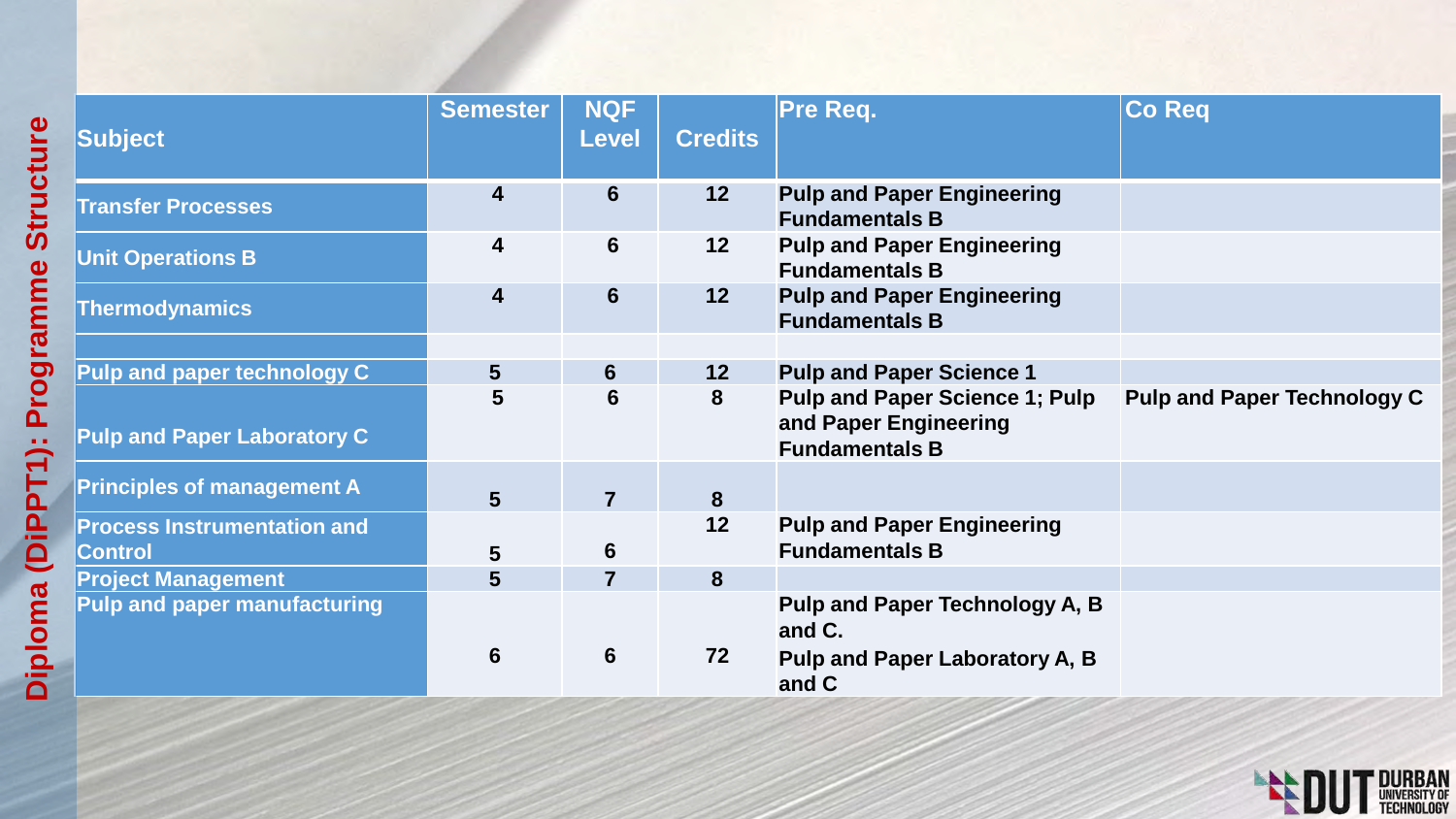## Diploma (DiPPT1): Programme Structure

| Subject | Semester | NQF Level | Credits | Pre Req. | Co Req |
|---|---|---|---|---|---|
| Transfer Processes | 4 | 6 | 12 | Pulp and Paper Engineering Fundamentals B | |
| Unit Operations B | 4 | 6 | 12 | Pulp and Paper Engineering Fundamentals B | |
| Thermodynamics | 4 | 6 | 12 | Pulp and Paper Engineering Fundamentals B | |
| | | | | | |
| Pulp and paper technology C | 5 | 6 | 12 | Pulp and Paper Science 1 | |
| Pulp and Paper Laboratory C | 5 | 6 | 8 | Pulp and Paper Science 1; Pulp and Paper Engineering Fundamentals B | Pulp and Paper Technology C |
| Principles of management A | 5 | 7 | 8 | | |
| Process Instrumentation and Control | 5 | 6 | 12 | Pulp and Paper Engineering Fundamentals B | |
| Project Management | 5 | 7 | 8 | | |
| Pulp and paper manufacturing | 6 | 6 | 72 | Pulp and Paper Technology A, B and C. Pulp and Paper Laboratory A, B and C | |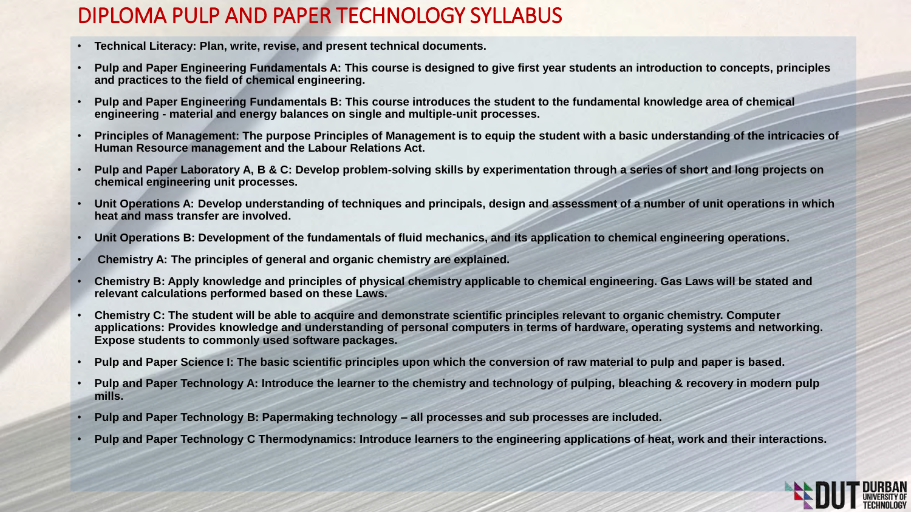# DIPLOMA PULP AND PAPER TECHNOLOGY SYLLABUS

- **Technical Literacy: Plan, write, revise, and present technical documents.**
- **Pulp and Paper Engineering Fundamentals A: This course is designed to give first year students an introduction to concepts, principles and practices to the field of chemical engineering.**
- **Pulp and Paper Engineering Fundamentals B: This course introduces the student to the fundamental knowledge area of chemical engineering - material and energy balances on single and multiple-unit processes.**
- **Principles of Management: The purpose Principles of Management is to equip the student with a basic understanding of the intricacies of Human Resource management and the Labour Relations Act.**
- **Pulp and Paper Laboratory A, B & C: Develop problem-solving skills by experimentation through a series of short and long projects on chemical engineering unit processes.**
- **Unit Operations A: Develop understanding of techniques and principals, design and assessment of a number of unit operations in which heat and mass transfer are involved.**
- **Unit Operations B: Development of the fundamentals of fluid mechanics, and its application to chemical engineering operations.**
- **Chemistry A: The principles of general and organic chemistry are explained.**
- **Chemistry B: Apply knowledge and principles of physical chemistry applicable to chemical engineering. Gas Laws will be stated and relevant calculations performed based on these Laws.**
- **Chemistry C: The student will be able to acquire and demonstrate scientific principles relevant to organic chemistry. Computer applications: Provides knowledge and understanding of personal computers in terms of hardware, operating systems and networking. Expose students to commonly used software packages.**
- **Pulp and Paper Science I: The basic scientific principles upon which the conversion of raw material to pulp and paper is based.**
- **Pulp and Paper Technology A: Introduce the learner to the chemistry and technology of pulping, bleaching & recovery in modern pulp mills.**
- **Pulp and Paper Technology B: Papermaking technology – all processes and sub processes are included.**
- **Pulp and Paper Technology C Thermodynamics: Introduce learners to the engineering applications of heat, work and their interactions.**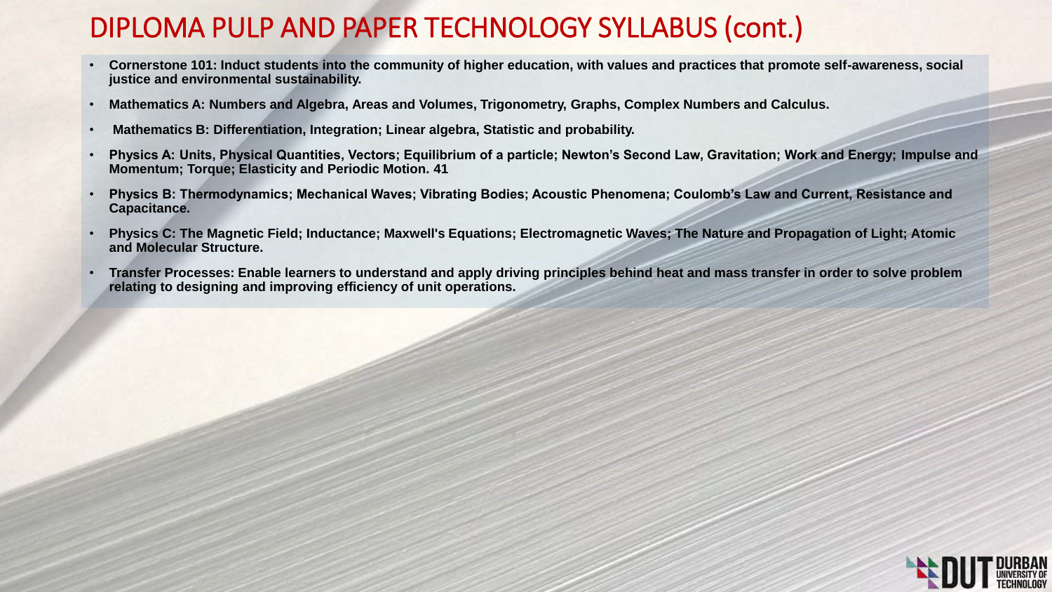# DIPLOMA PULP AND PAPER TECHNOLOGY SYLLABUS (cont.)

- **Cornerstone 101: Induct students into the community of higher education, with values and practices that promote self-awareness, social justice and environmental sustainability.**
- **Mathematics A: Numbers and Algebra, Areas and Volumes, Trigonometry, Graphs, Complex Numbers and Calculus.**
- **Mathematics B: Differentiation, Integration; Linear algebra, Statistic and probability.**
- **Physics A: Units, Physical Quantities, Vectors; Equilibrium of a particle; Newton's Second Law, Gravitation; Work and Energy; Impulse and Momentum; Torque; Elasticity and Periodic Motion. 41**
- **Physics B: Thermodynamics; Mechanical Waves; Vibrating Bodies; Acoustic Phenomena; Coulomb's Law and Current, Resistance and Capacitance.**
- **Physics C: The Magnetic Field; Inductance; Maxwell's Equations; Electromagnetic Waves; The Nature and Propagation of Light; Atomic and Molecular Structure.**
- **Transfer Processes: Enable learners to understand and apply driving principles behind heat and mass transfer in order to solve problem relating to designing and improving efficiency of unit operations.**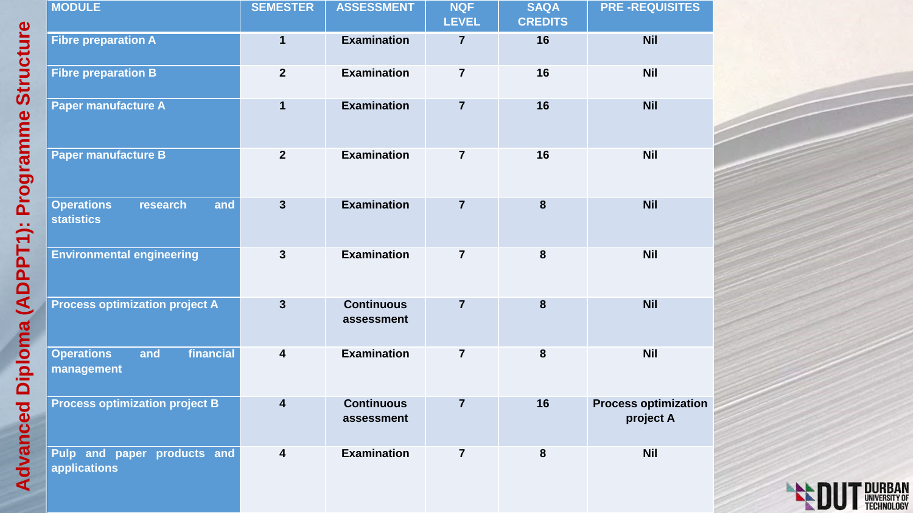# Advanced Diploma (ADPPT1): Programme Structure

| MODULE | SEMESTER | ASSESSMENT | NQF LEVEL | SAQA CREDITS | PRE -REQUISITES |
|---|---|---|---|---|---|
| Fibre preparation A | 1 | Examination | 7 | 16 | Nil |
| Fibre preparation B | 2 | Examination | 7 | 16 | Nil |
| Paper manufacture A | 1 | Examination | 7 | 16 | Nil |
| Paper manufacture B | 2 | Examination | 7 | 16 | Nil |
| Operations research and statistics | 3 | Examination | 7 | 8 | Nil |
| Environmental engineering | 3 | Examination | 7 | 8 | Nil |
| Process optimization project A | 3 | Continuous assessment | 7 | 8 | Nil |
| Operations and financial management | 4 | Examination | 7 | 8 | Nil |
| Process optimization project B | 4 | Continuous assessment | 7 | 16 | Process optimization project A |
| Pulp and paper products and applications | 4 | Examination | 7 | 8 | Nil |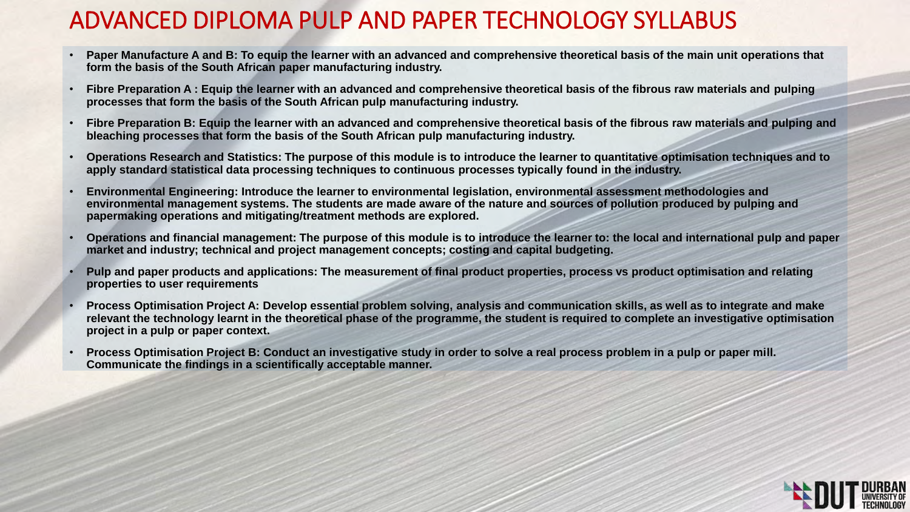# ADVANCED DIPLOMA PULP AND PAPER TECHNOLOGY SYLLABUS

- **Paper Manufacture A and B: To equip the learner with an advanced and comprehensive theoretical basis of the main unit operations that form the basis of the South African paper manufacturing industry.**
- **Fibre Preparation A : Equip the learner with an advanced and comprehensive theoretical basis of the fibrous raw materials and pulping processes that form the basis of the South African pulp manufacturing industry.**
- **Fibre Preparation B: Equip the learner with an advanced and comprehensive theoretical basis of the fibrous raw materials and pulping and bleaching processes that form the basis of the South African pulp manufacturing industry.**
- **Operations Research and Statistics: The purpose of this module is to introduce the learner to quantitative optimisation techniques and to apply standard statistical data processing techniques to continuous processes typically found in the industry.**
- **Environmental Engineering: Introduce the learner to environmental legislation, environmental assessment methodologies and environmental management systems. The students are made aware of the nature and sources of pollution produced by pulping and papermaking operations and mitigating/treatment methods are explored.**
- **Operations and financial management: The purpose of this module is to introduce the learner to: the local and international pulp and paper market and industry; technical and project management concepts; costing and capital budgeting.**
- **Pulp and paper products and applications: The measurement of final product properties, process vs product optimisation and relating properties to user requirements**
- **Process Optimisation Project A: Develop essential problem solving, analysis and communication skills, as well as to integrate and make relevant the technology learnt in the theoretical phase of the programme, the student is required to complete an investigative optimisation project in a pulp or paper context.**
- **Process Optimisation Project B: Conduct an investigative study in order to solve a real process problem in a pulp or paper mill. Communicate the findings in a scientifically acceptable manner.**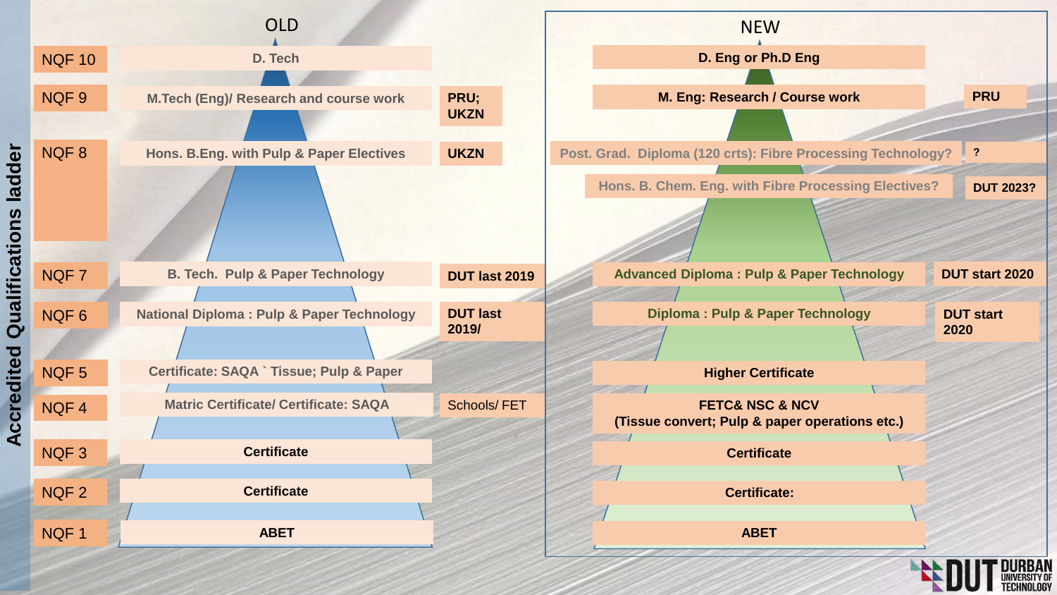# Accredited Qualifications ladder

| | OLD | | NEW | |
|---|---|---|---|---|
| NQF 10 | D. Tech | | D. Eng or Ph.D Eng | |
| NQF 9 | M.Tech (Eng)/ Research and course work | PRU; UKZN | M. Eng: Research / Course work | PRU |
| NQF 8 | Hons. B.Eng. with Pulp & Paper Electives | UKZN | Post. Grad. Diploma (120 crts): Fibre Processing Technology? | ? |
| | | | Hons. B. Chem. Eng. with Fibre Processing Electives? | DUT 2023? |
| NQF 7 | B. Tech. Pulp & Paper Technology | DUT last 2019 | Advanced Diploma : Pulp & Paper Technology | DUT start 2020 |
| NQF 6 | National Diploma : Pulp & Paper Technology | DUT last 2019/ | Diploma : Pulp & Paper Technology | DUT start 2020 |
| NQF 5 | Certificate: SAQA ` Tissue; Pulp & Paper | | Higher Certificate | |
| NQF 4 | Matric Certificate/ Certificate: SAQA | Schools/ FET | FETC& NSC & NCV (Tissue convert; Pulp & paper operations etc.) | |
| NQF 3 | Certificate | | Certificate | |
| NQF 2 | Certificate | | Certificate: | |
| NQF 1 | ABET | | ABET | |